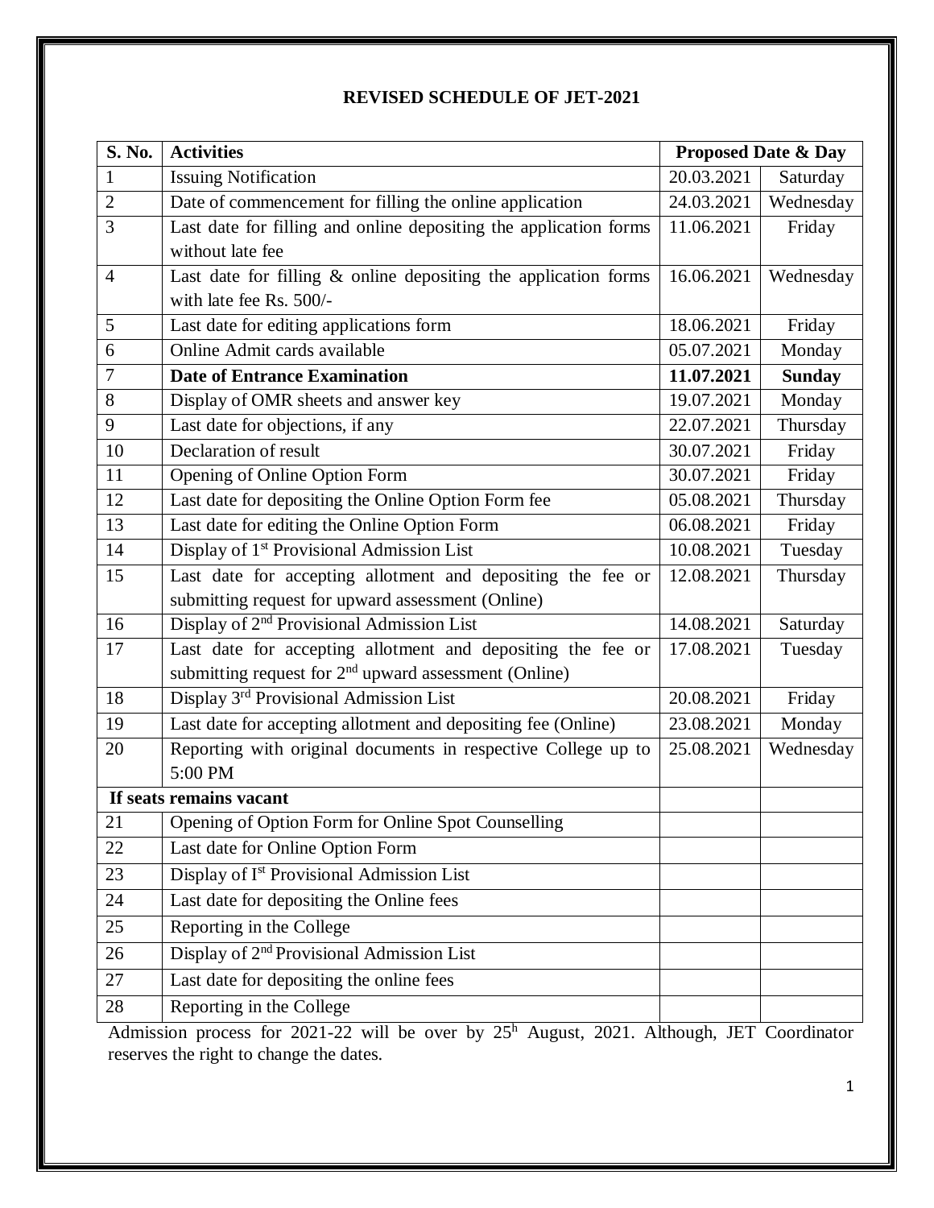**REVISED SCHEDULE OF JET-2021**

| S. No. | Activities | Proposed Date & Day | |
|---|---|---|---|
| 1 | Issuing Notification | 20.03.2021 | Saturday |
| 2 | Date of commencement for filling the online application | 24.03.2021 | Wednesday |
| 3 | Last date for filling and online depositing the application forms without late fee | 11.06.2021 | Friday |
| 4 | Last date for filling & online depositing the application forms with late fee Rs. 500/- | 16.06.2021 | Wednesday |
| 5 | Last date for editing applications form | 18.06.2021 | Friday |
| 6 | Online Admit cards available | 05.07.2021 | Monday |
| 7 | **Date of Entrance Examination** | **11.07.2021** | **Sunday** |
| 8 | Display of OMR sheets and answer key | 19.07.2021 | Monday |
| 9 | Last date for objections, if any | 22.07.2021 | Thursday |
| 10 | Declaration of result | 30.07.2021 | Friday |
| 11 | Opening of Online Option Form | 30.07.2021 | Friday |
| 12 | Last date for depositing the Online Option Form fee | 05.08.2021 | Thursday |
| 13 | Last date for editing the Online Option Form | 06.08.2021 | Friday |
| 14 | Display of 1st Provisional Admission List | 10.08.2021 | Tuesday |
| 15 | Last date for accepting allotment and depositing the fee or submitting request for upward assessment (Online) | 12.08.2021 | Thursday |
| 16 | Display of 2nd Provisional Admission List | 14.08.2021 | Saturday |
| 17 | Last date for accepting allotment and depositing the fee or submitting request for 2nd upward assessment (Online) | 17.08.2021 | Tuesday |
| 18 | Display 3rd Provisional Admission List | 20.08.2021 | Friday |
| 19 | Last date for accepting allotment and depositing fee (Online) | 23.08.2021 | Monday |
| 20 | Reporting with original documents in respective College up to 5:00 PM | 25.08.2021 | Wednesday |
| **If seats remains vacant** | | | |
| 21 | Opening of Option Form for Online Spot Counselling | | |
| 22 | Last date for Online Option Form | | |
| 23 | Display of Ist Provisional Admission List | | |
| 24 | Last date for depositing the Online fees | | |
| 25 | Reporting in the College | | |
| 26 | Display of 2nd Provisional Admission List | | |
| 27 | Last date for depositing the online fees | | |
| 28 | Reporting in the College | | |

Admission process for 2021-22 will be over by 25h August, 2021. Although, JET Coordinator reserves the right to change the dates.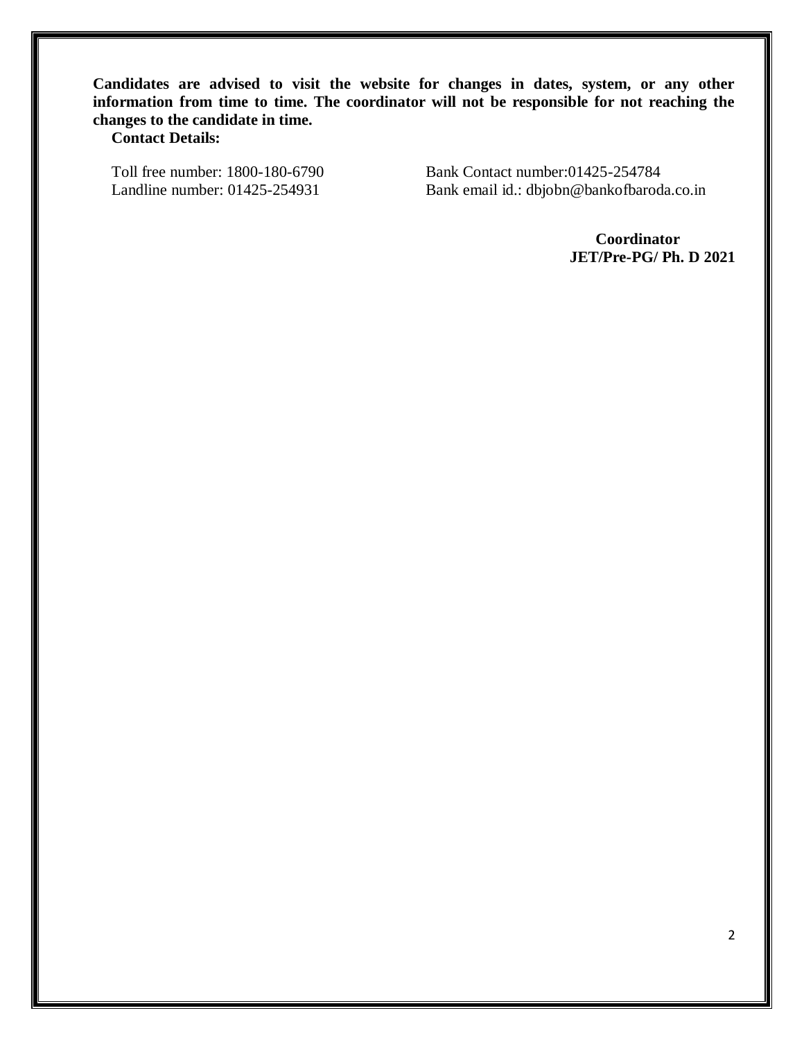**Candidates are advised to visit the website for changes in dates, system, or any other information from time to time. The coordinator will not be responsible for not reaching the changes to the candidate in time.**

**Contact Details:**

Toll free number: 1800-180-6790

Landline number: 01425-254931

Bank Contact number:01425-254784

Bank email id.: dbjobn@bankofbaroda.co.in

**Coordinator**
**JET/Pre-PG/ Ph. D 2021**